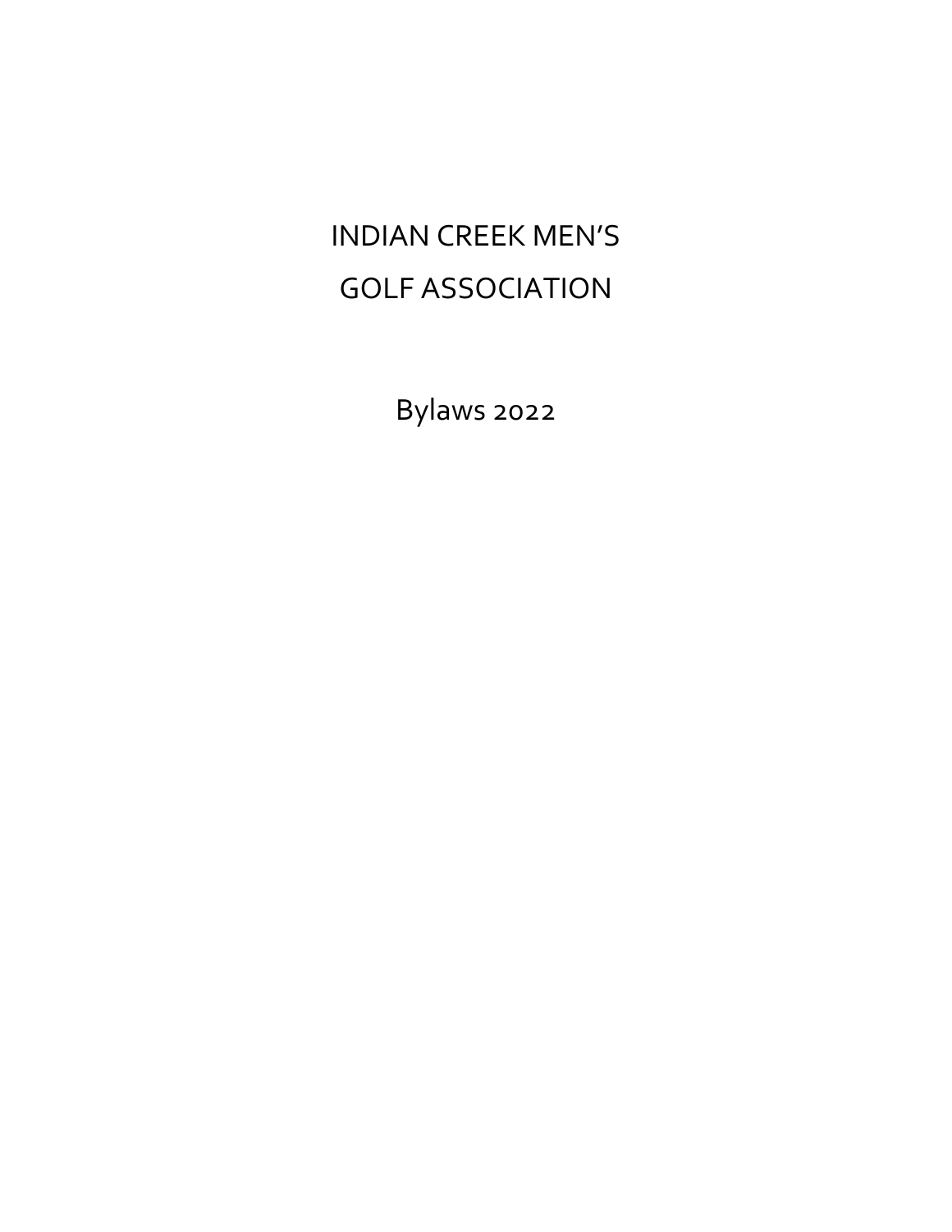# INDIAN CREEK MEN'S GOLF ASSOCIATION

Bylaws 2022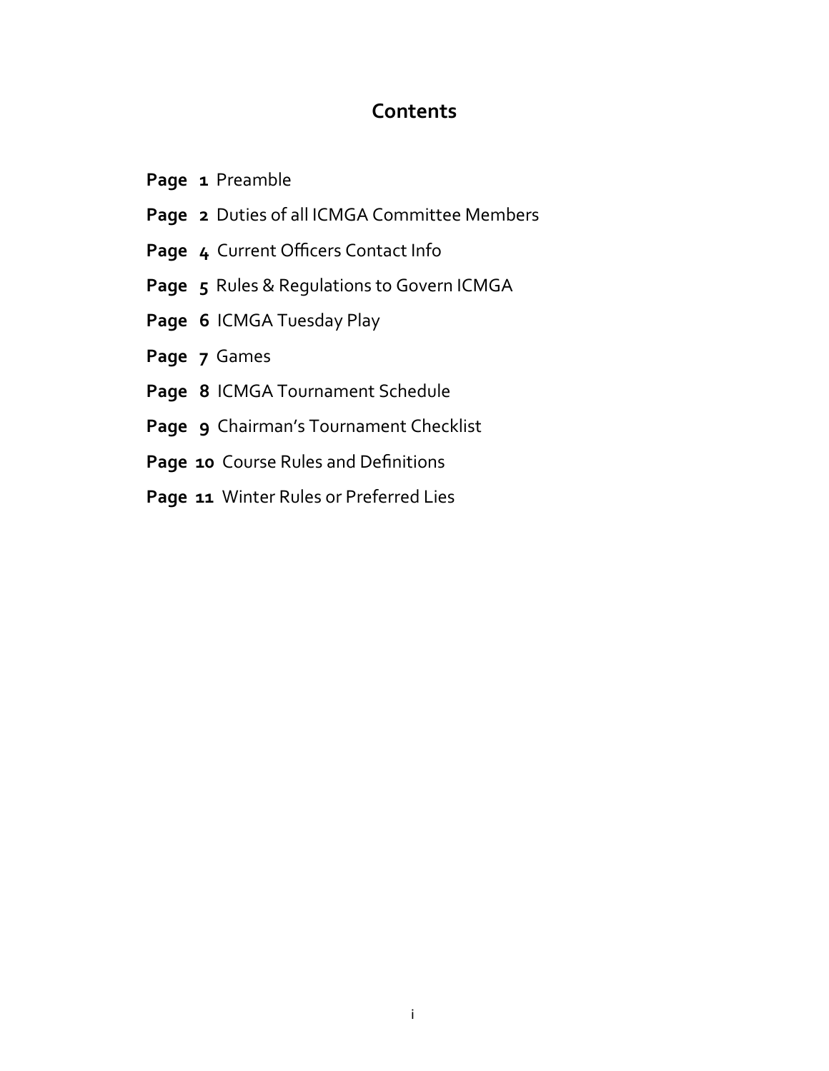## Contents

**Page 1** Preamble

**Page 2** Duties of all ICMGA Committee Members

**Page 4** Current Officers Contact Info

**Page 5** Rules & Regulations to Govern ICMGA

**Page 6** ICMGA Tuesday Play

**Page 7** Games

**Page 8** ICMGA Tournament Schedule

**Page 9** Chairman's Tournament Checklist

**Page 10** Course Rules and Definitions

**Page 11** Winter Rules or Preferred Lies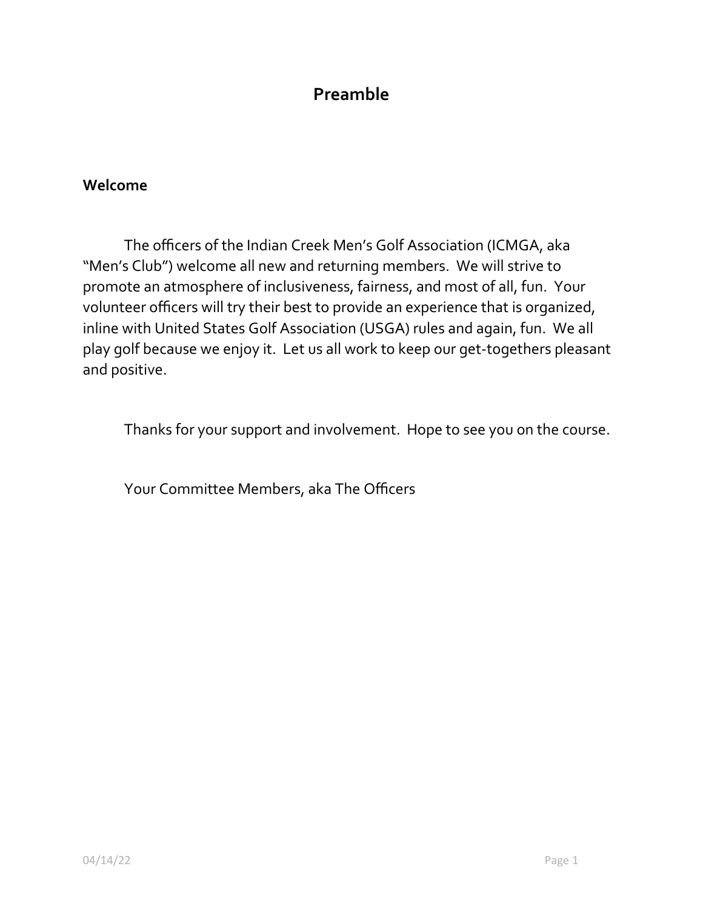# Preamble

## Welcome

The officers of the Indian Creek Men's Golf Association (ICMGA, aka "Men's Club") welcome all new and returning members. We will strive to promote an atmosphere of inclusiveness, fairness, and most of all, fun. Your volunteer officers will try their best to provide an experience that is organized, inline with United States Golf Association (USGA) rules and again, fun. We all play golf because we enjoy it. Let us all work to keep our get-togethers pleasant and positive.

Thanks for your support and involvement. Hope to see you on the course.

Your Committee Members, aka The Officers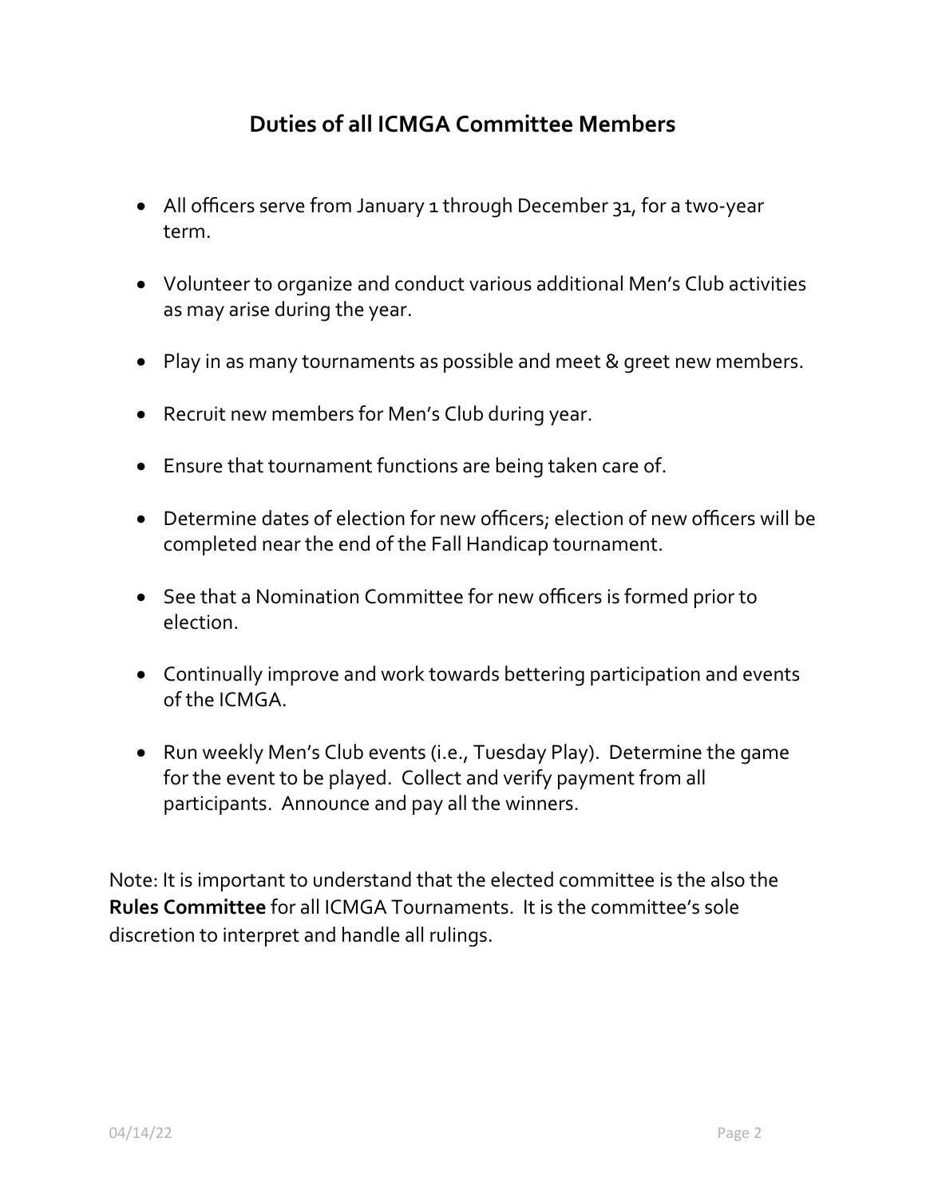## Duties of all ICMGA Committee Members

- All officers serve from January 1 through December 31, for a two-year term.
- Volunteer to organize and conduct various additional Men's Club activities as may arise during the year.
- Play in as many tournaments as possible and meet & greet new members.
- Recruit new members for Men's Club during year.
- Ensure that tournament functions are being taken care of.
- Determine dates of election for new officers; election of new officers will be completed near the end of the Fall Handicap tournament.
- See that a Nomination Committee for new officers is formed prior to election.
- Continually improve and work towards bettering participation and events of the ICMGA.
- Run weekly Men's Club events (i.e., Tuesday Play). Determine the game for the event to be played. Collect and verify payment from all participants. Announce and pay all the winners.

Note: It is important to understand that the elected committee is the also the **Rules Committee** for all ICMGA Tournaments. It is the committee's sole discretion to interpret and handle all rulings.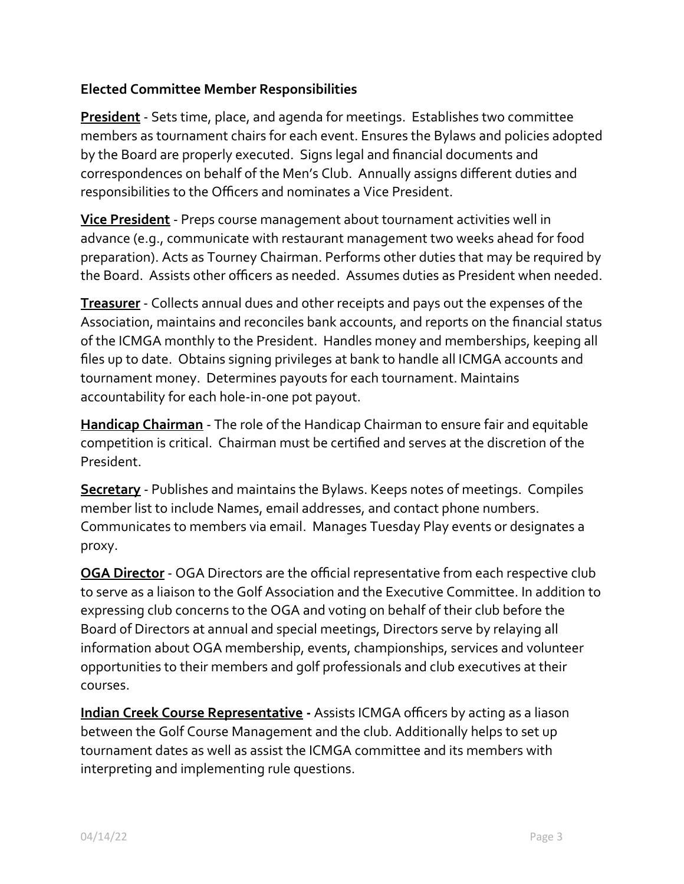**Elected Committee Member Responsibilities**

**President** - Sets time, place, and agenda for meetings. Establishes two committee members as tournament chairs for each event. Ensures the Bylaws and policies adopted by the Board are properly executed. Signs legal and financial documents and correspondences on behalf of the Men's Club. Annually assigns different duties and responsibilities to the Officers and nominates a Vice President.

**Vice President** - Preps course management about tournament activities well in advance (e.g., communicate with restaurant management two weeks ahead for food preparation). Acts as Tourney Chairman. Performs other duties that may be required by the Board. Assists other officers as needed. Assumes duties as President when needed.

**Treasurer** - Collects annual dues and other receipts and pays out the expenses of the Association, maintains and reconciles bank accounts, and reports on the financial status of the ICMGA monthly to the President. Handles money and memberships, keeping all files up to date. Obtains signing privileges at bank to handle all ICMGA accounts and tournament money. Determines payouts for each tournament. Maintains accountability for each hole-in-one pot payout.

**Handicap Chairman** - The role of the Handicap Chairman to ensure fair and equitable competition is critical. Chairman must be certified and serves at the discretion of the President.

**Secretary** - Publishes and maintains the Bylaws. Keeps notes of meetings. Compiles member list to include Names, email addresses, and contact phone numbers. Communicates to members via email. Manages Tuesday Play events or designates a proxy.

**OGA Director** - OGA Directors are the official representative from each respective club to serve as a liaison to the Golf Association and the Executive Committee. In addition to expressing club concerns to the OGA and voting on behalf of their club before the Board of Directors at annual and special meetings, Directors serve by relaying all information about OGA membership, events, championships, services and volunteer opportunities to their members and golf professionals and club executives at their courses.

**Indian Creek Course Representative -** Assists ICMGA officers by acting as a liason between the Golf Course Management and the club. Additionally helps to set up tournament dates as well as assist the ICMGA committee and its members with interpreting and implementing rule questions.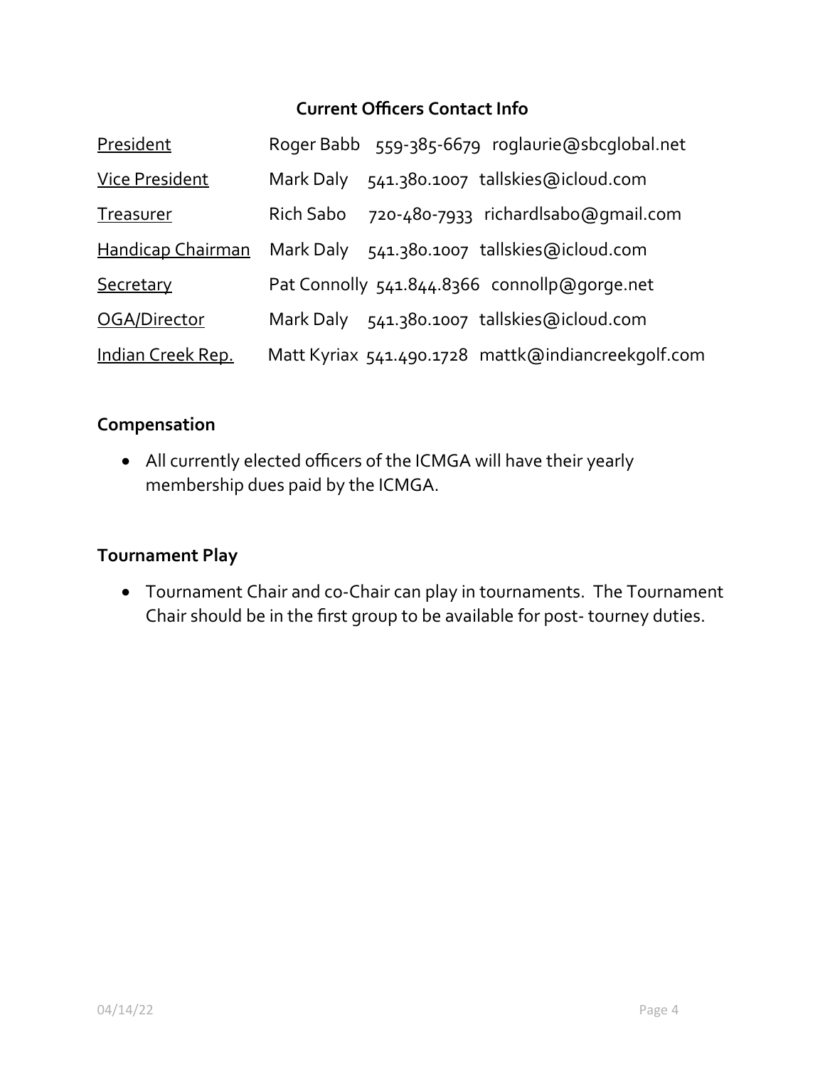## Current Officers Contact Info

| | | | |
|---|---|---|---|
| President | Roger Babb | 559-385-6679 | roglaurie@sbcglobal.net |
| Vice President | Mark Daly | 541.380.1007 | tallskies@icloud.com |
| Treasurer | Rich Sabo | 720-480-7933 | richardlsabo@gmail.com |
| Handicap Chairman | Mark Daly | 541.380.1007 | tallskies@icloud.com |
| Secretary | Pat Connolly | 541.844.8366 | connollp@gorge.net |
| OGA/Director | Mark Daly | 541.380.1007 | tallskies@icloud.com |
| Indian Creek Rep. | Matt Kyriax | 541.490.1728 | mattk@indiancreekgolf.com |

### Compensation

- All currently elected officers of the ICMGA will have their yearly membership dues paid by the ICMGA.

### Tournament Play

- Tournament Chair and co-Chair can play in tournaments. The Tournament Chair should be in the first group to be available for post- tourney duties.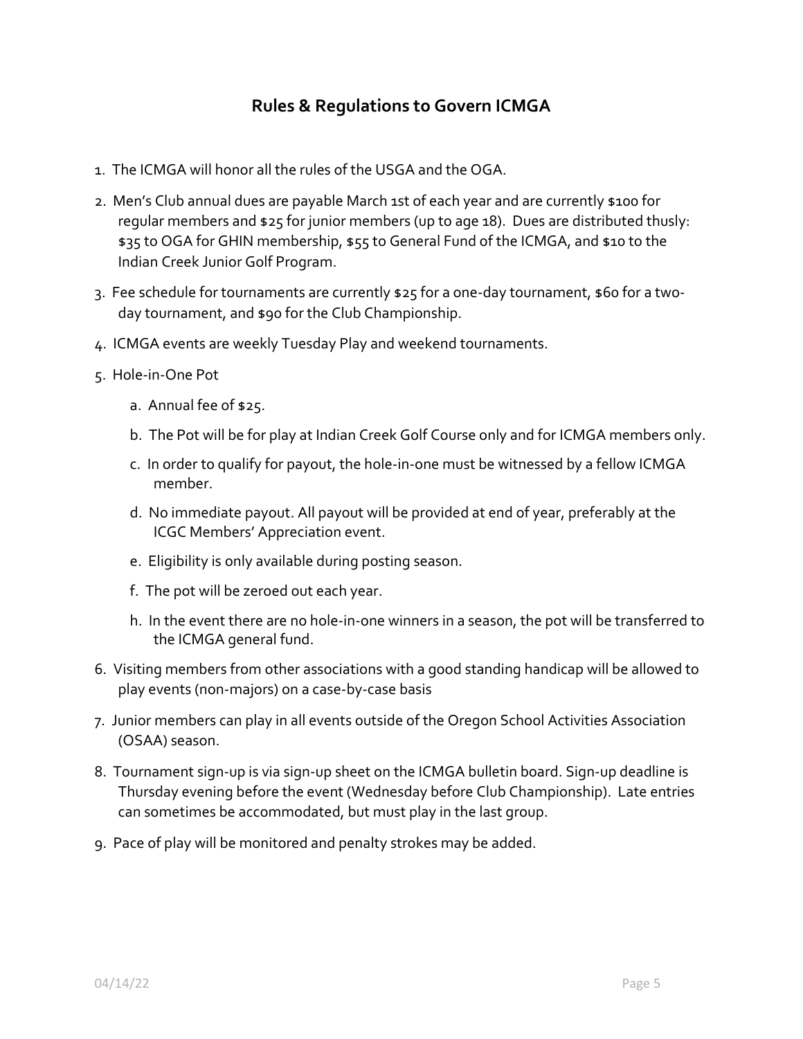## Rules & Regulations to Govern ICMGA

1. The ICMGA will honor all the rules of the USGA and the OGA.
2. Men's Club annual dues are payable March 1st of each year and are currently $100 for regular members and $25 for junior members (up to age 18). Dues are distributed thusly: $35 to OGA for GHIN membership, $55 to General Fund of the ICMGA, and $10 to the Indian Creek Junior Golf Program.
3. Fee schedule for tournaments are currently $25 for a one-day tournament, $60 for a two-day tournament, and $90 for the Club Championship.
4. ICMGA events are weekly Tuesday Play and weekend tournaments.
5. Hole-in-One Pot
   - a. Annual fee of $25.
   - b. The Pot will be for play at Indian Creek Golf Course only and for ICMGA members only.
   - c. In order to qualify for payout, the hole-in-one must be witnessed by a fellow ICMGA member.
   - d. No immediate payout. All payout will be provided at end of year, preferably at the ICGC Members' Appreciation event.
   - e. Eligibility is only available during posting season.
   - f. The pot will be zeroed out each year.
   - h. In the event there are no hole-in-one winners in a season, the pot will be transferred to the ICMGA general fund.
6. Visiting members from other associations with a good standing handicap will be allowed to play events (non-majors) on a case-by-case basis
7. Junior members can play in all events outside of the Oregon School Activities Association (OSAA) season.
8. Tournament sign-up is via sign-up sheet on the ICMGA bulletin board. Sign-up deadline is Thursday evening before the event (Wednesday before Club Championship). Late entries can sometimes be accommodated, but must play in the last group.
9. Pace of play will be monitored and penalty strokes may be added.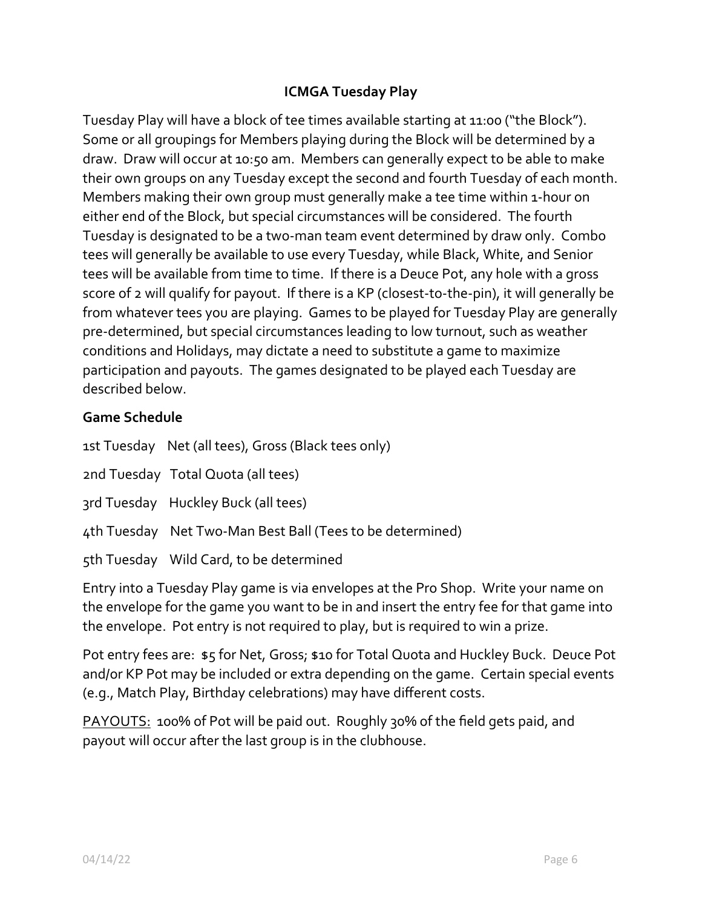## ICMGA Tuesday Play

Tuesday Play will have a block of tee times available starting at 11:00 ("the Block"). Some or all groupings for Members playing during the Block will be determined by a draw. Draw will occur at 10:50 am. Members can generally expect to be able to make their own groups on any Tuesday except the second and fourth Tuesday of each month. Members making their own group must generally make a tee time within 1-hour on either end of the Block, but special circumstances will be considered. The fourth Tuesday is designated to be a two-man team event determined by draw only. Combo tees will generally be available to use every Tuesday, while Black, White, and Senior tees will be available from time to time. If there is a Deuce Pot, any hole with a gross score of 2 will qualify for payout. If there is a KP (closest-to-the-pin), it will generally be from whatever tees you are playing. Games to be played for Tuesday Play are generally pre-determined, but special circumstances leading to low turnout, such as weather conditions and Holidays, may dictate a need to substitute a game to maximize participation and payouts. The games designated to be played each Tuesday are described below.

**Game Schedule**

1st Tuesday Net (all tees), Gross (Black tees only)

2nd Tuesday Total Quota (all tees)

3rd Tuesday Huckley Buck (all tees)

4th Tuesday Net Two-Man Best Ball (Tees to be determined)

5th Tuesday Wild Card, to be determined

Entry into a Tuesday Play game is via envelopes at the Pro Shop. Write your name on the envelope for the game you want to be in and insert the entry fee for that game into the envelope. Pot entry is not required to play, but is required to win a prize.

Pot entry fees are: $5 for Net, Gross; $10 for Total Quota and Huckley Buck. Deuce Pot and/or KP Pot may be included or extra depending on the game. Certain special events (e.g., Match Play, Birthday celebrations) may have different costs.

PAYOUTS: 100% of Pot will be paid out. Roughly 30% of the field gets paid, and payout will occur after the last group is in the clubhouse.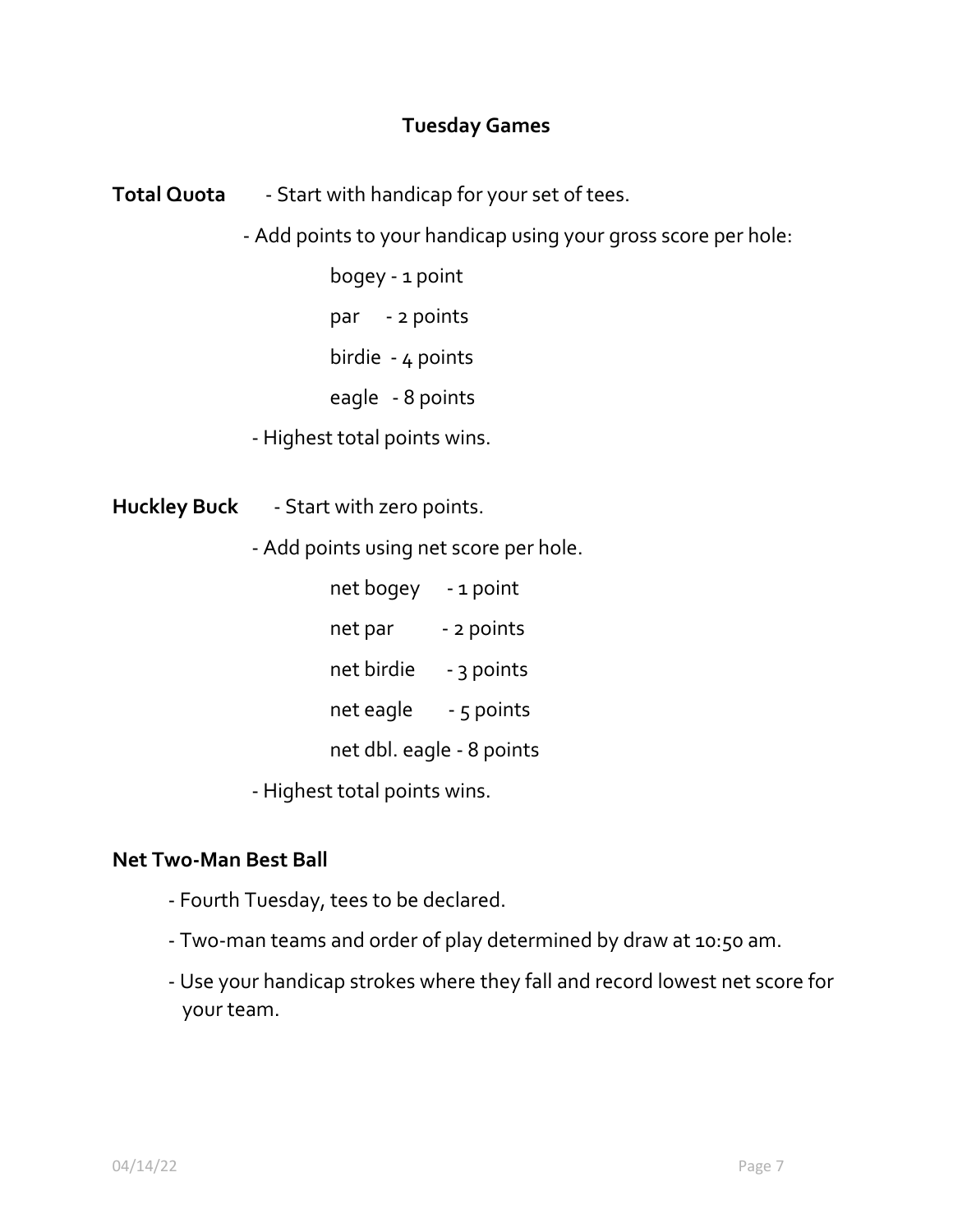## Tuesday Games

**Total Quota** - Start with handicap for your set of tees.

- Add points to your handicap using your gross score per hole:
  - bogey - 1 point
  - par - 2 points
  - birdie - 4 points
  - eagle - 8 points
- Highest total points wins.

**Huckley Buck** - Start with zero points.

- Add points using net score per hole.
  - net bogey - 1 point
  - net par - 2 points
  - net birdie - 3 points
  - net eagle - 5 points
  - net dbl. eagle - 8 points
- Highest total points wins.

**Net Two-Man Best Ball**

- Fourth Tuesday, tees to be declared.
- Two-man teams and order of play determined by draw at 10:50 am.
- Use your handicap strokes where they fall and record lowest net score for your team.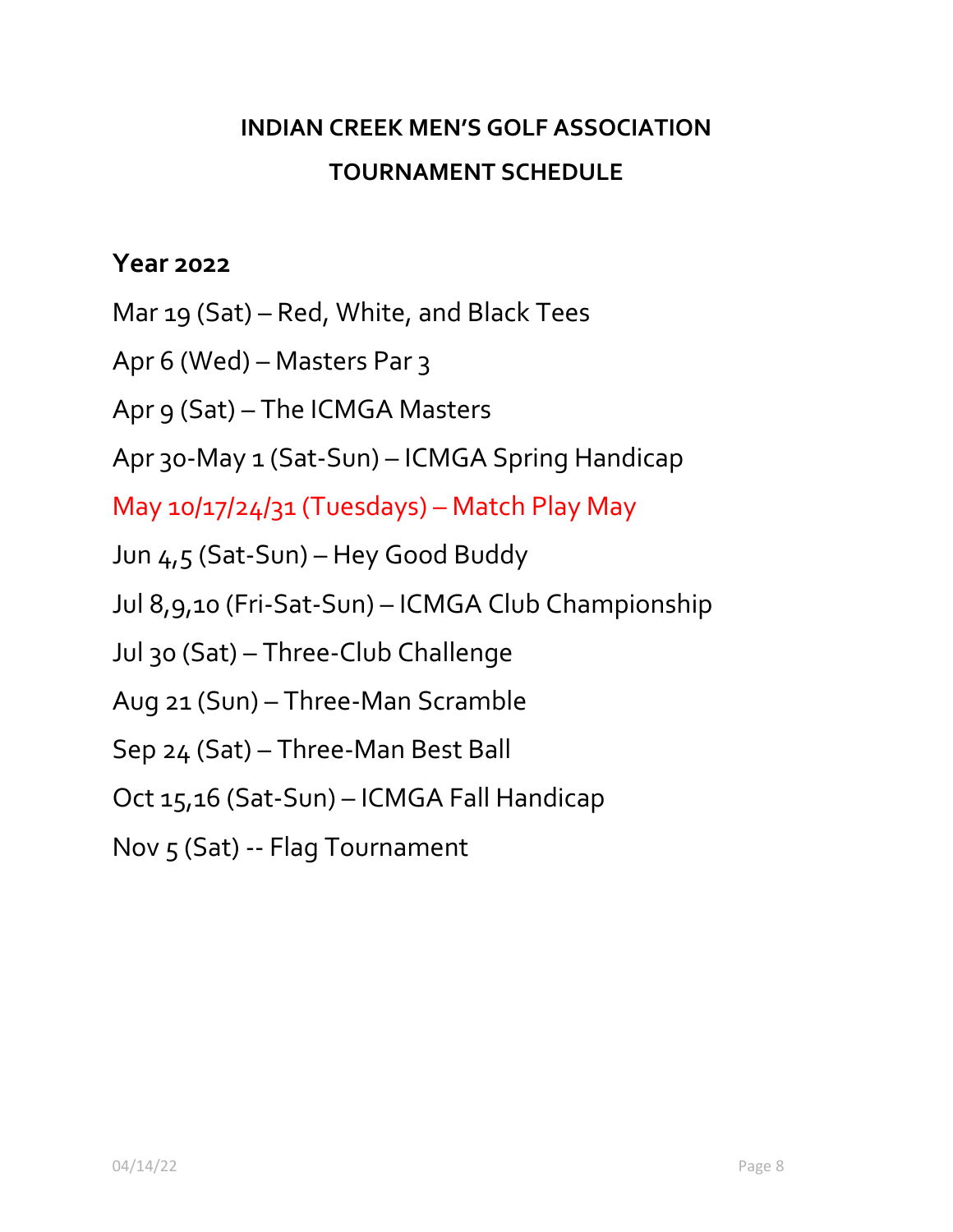## INDIAN CREEK MEN'S GOLF ASSOCIATION

## TOURNAMENT SCHEDULE

### Year 2022

Mar 19 (Sat) – Red, White, and Black Tees

Apr 6 (Wed) – Masters Par 3

Apr 9 (Sat) – The ICMGA Masters

Apr 30-May 1 (Sat-Sun) – ICMGA Spring Handicap

May 10/17/24/31 (Tuesdays) – Match Play May

Jun 4,5 (Sat-Sun) – Hey Good Buddy

Jul 8,9,10 (Fri-Sat-Sun) – ICMGA Club Championship

Jul 30 (Sat) – Three-Club Challenge

Aug 21 (Sun) – Three-Man Scramble

Sep 24 (Sat) – Three-Man Best Ball

Oct 15,16 (Sat-Sun) – ICMGA Fall Handicap

Nov 5 (Sat) -- Flag Tournament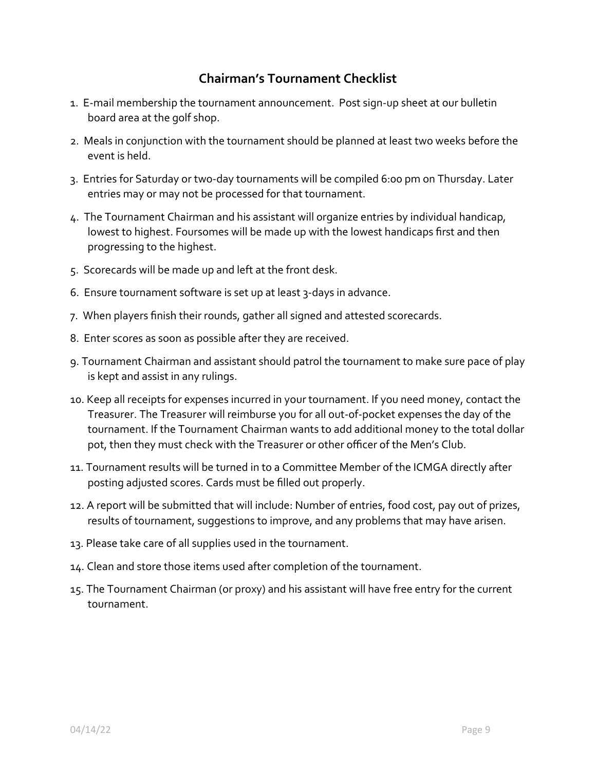## Chairman's Tournament Checklist

1. E-mail membership the tournament announcement. Post sign-up sheet at our bulletin board area at the golf shop.
2. Meals in conjunction with the tournament should be planned at least two weeks before the event is held.
3. Entries for Saturday or two-day tournaments will be compiled 6:00 pm on Thursday. Later entries may or may not be processed for that tournament.
4. The Tournament Chairman and his assistant will organize entries by individual handicap, lowest to highest. Foursomes will be made up with the lowest handicaps first and then progressing to the highest.
5. Scorecards will be made up and left at the front desk.
6. Ensure tournament software is set up at least 3-days in advance.
7. When players finish their rounds, gather all signed and attested scorecards.
8. Enter scores as soon as possible after they are received.
9. Tournament Chairman and assistant should patrol the tournament to make sure pace of play is kept and assist in any rulings.
10. Keep all receipts for expenses incurred in your tournament. If you need money, contact the Treasurer. The Treasurer will reimburse you for all out-of-pocket expenses the day of the tournament. If the Tournament Chairman wants to add additional money to the total dollar pot, then they must check with the Treasurer or other officer of the Men's Club.
11. Tournament results will be turned in to a Committee Member of the ICMGA directly after posting adjusted scores. Cards must be filled out properly.
12. A report will be submitted that will include: Number of entries, food cost, pay out of prizes, results of tournament, suggestions to improve, and any problems that may have arisen.
13. Please take care of all supplies used in the tournament.
14. Clean and store those items used after completion of the tournament.
15. The Tournament Chairman (or proxy) and his assistant will have free entry for the current tournament.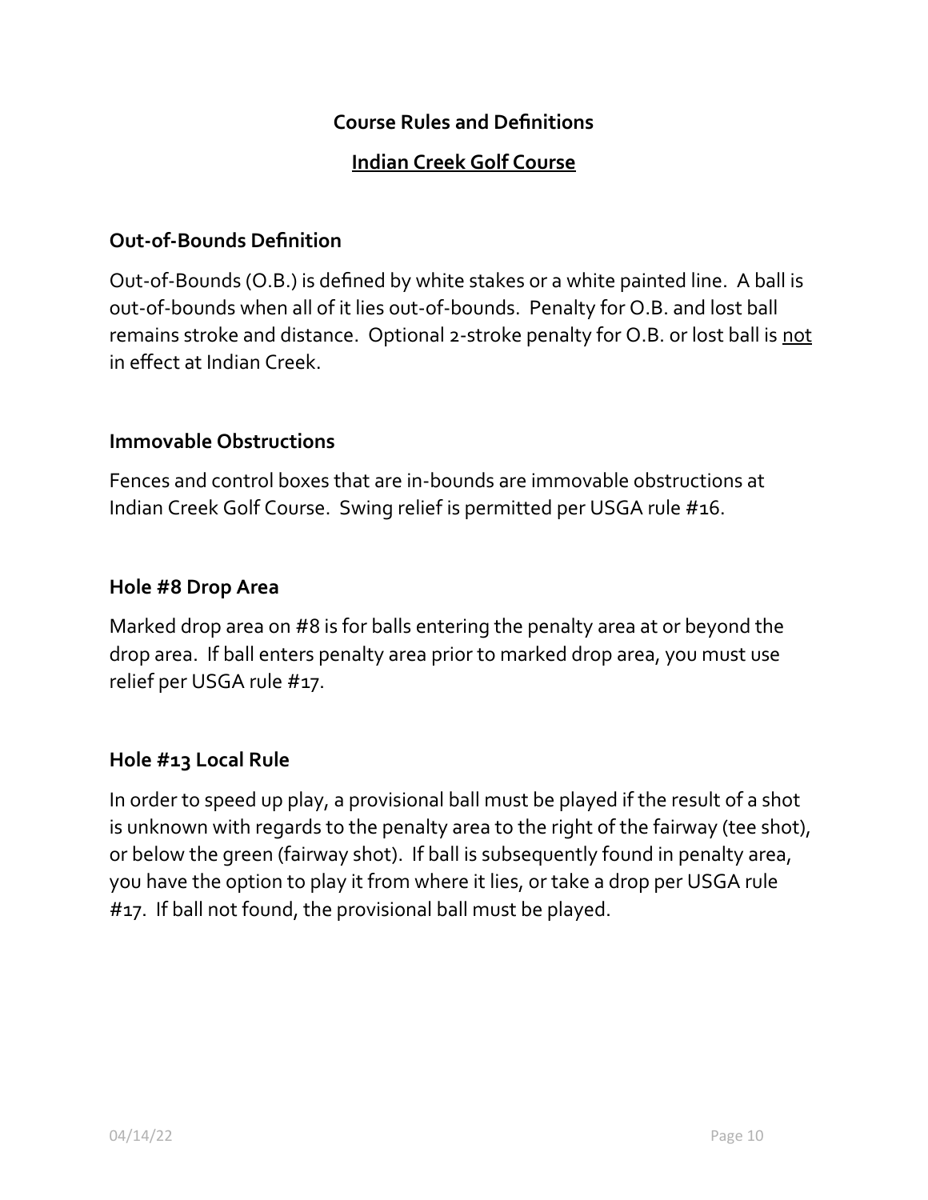## Course Rules and Definitions

## Indian Creek Golf Course

### Out-of-Bounds Definition

Out-of-Bounds (O.B.) is defined by white stakes or a white painted line. A ball is out-of-bounds when all of it lies out-of-bounds. Penalty for O.B. and lost ball remains stroke and distance. Optional 2-stroke penalty for O.B. or lost ball is <u>not</u> in effect at Indian Creek.

### Immovable Obstructions

Fences and control boxes that are in-bounds are immovable obstructions at Indian Creek Golf Course. Swing relief is permitted per USGA rule #16.

### Hole #8 Drop Area

Marked drop area on #8 is for balls entering the penalty area at or beyond the drop area. If ball enters penalty area prior to marked drop area, you must use relief per USGA rule #17.

### Hole #13 Local Rule

In order to speed up play, a provisional ball must be played if the result of a shot is unknown with regards to the penalty area to the right of the fairway (tee shot), or below the green (fairway shot). If ball is subsequently found in penalty area, you have the option to play it from where it lies, or take a drop per USGA rule #17. If ball not found, the provisional ball must be played.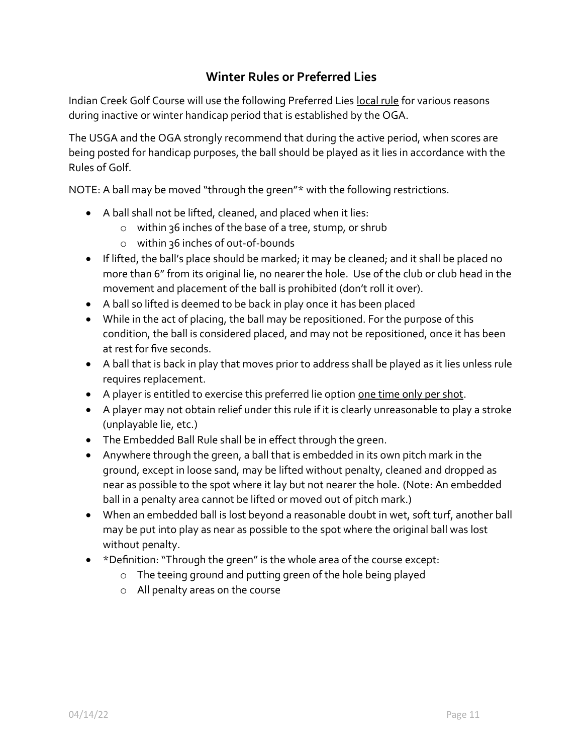## Winter Rules or Preferred Lies

Indian Creek Golf Course will use the following Preferred Lies <u>local rule</u> for various reasons during inactive or winter handicap period that is established by the OGA.

The USGA and the OGA strongly recommend that during the active period, when scores are being posted for handicap purposes, the ball should be played as it lies in accordance with the Rules of Golf.

NOTE: A ball may be moved "through the green"* with the following restrictions.

- A ball shall not be lifted, cleaned, and placed when it lies:
  - within 36 inches of the base of a tree, stump, or shrub
  - within 36 inches of out-of-bounds
- If lifted, the ball's place should be marked; it may be cleaned; and it shall be placed no more than 6" from its original lie, no nearer the hole. Use of the club or club head in the movement and placement of the ball is prohibited (don't roll it over).
- A ball so lifted is deemed to be back in play once it has been placed
- While in the act of placing, the ball may be repositioned. For the purpose of this condition, the ball is considered placed, and may not be repositioned, once it has been at rest for five seconds.
- A ball that is back in play that moves prior to address shall be played as it lies unless rule requires replacement.
- A player is entitled to exercise this preferred lie option <u>one time only per shot</u>.
- A player may not obtain relief under this rule if it is clearly unreasonable to play a stroke (unplayable lie, etc.)
- The Embedded Ball Rule shall be in effect through the green.
- Anywhere through the green, a ball that is embedded in its own pitch mark in the ground, except in loose sand, may be lifted without penalty, cleaned and dropped as near as possible to the spot where it lay but not nearer the hole. (Note: An embedded ball in a penalty area cannot be lifted or moved out of pitch mark.)
- When an embedded ball is lost beyond a reasonable doubt in wet, soft turf, another ball may be put into play as near as possible to the spot where the original ball was lost without penalty.
- *Definition: "Through the green" is the whole area of the course except:
  - The teeing ground and putting green of the hole being played
  - All penalty areas on the course